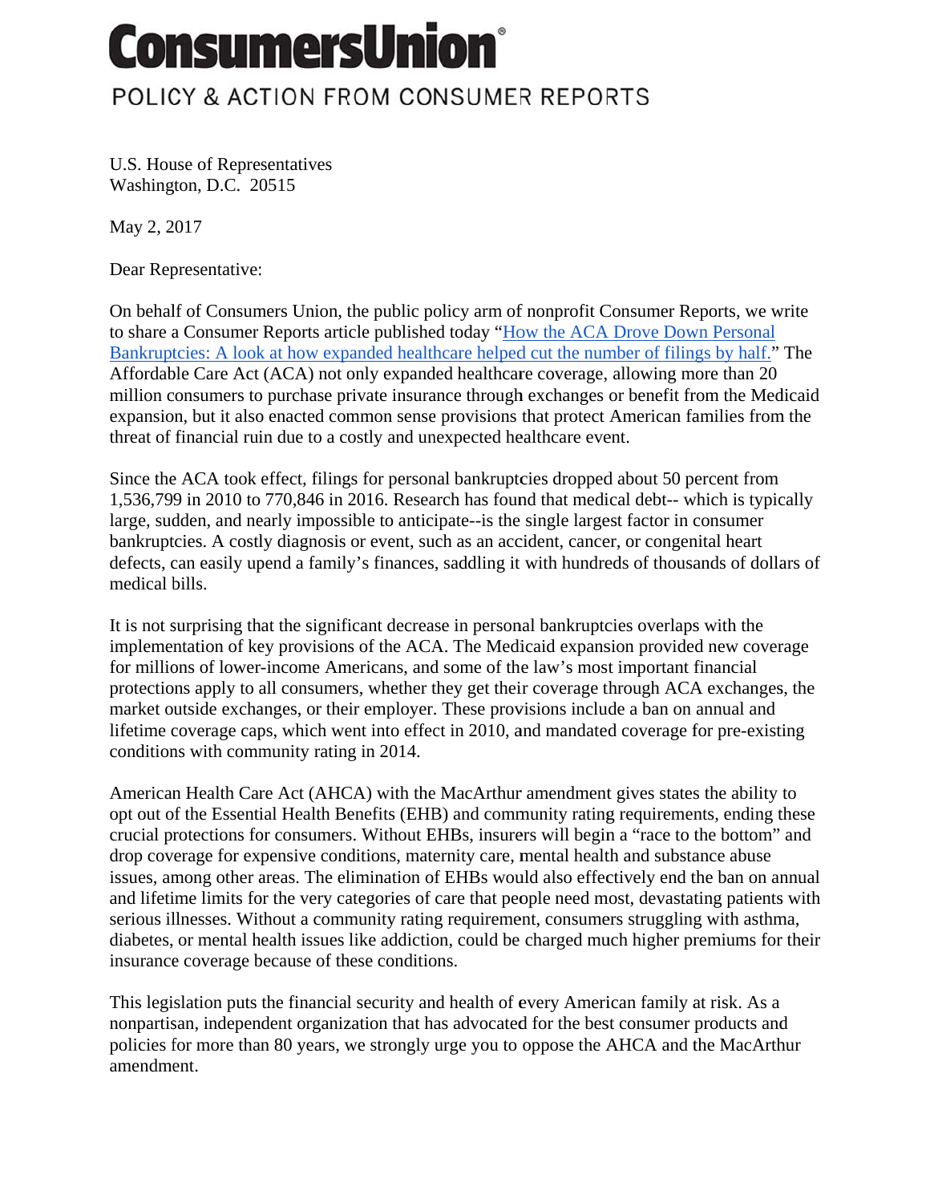# ConsumersUnion®

POLICY & ACTION FROM CONSUMER REPORTS

U.S. House of Representatives
Washington, D.C. 20515

May 2, 2017

Dear Representative:

On behalf of Consumers Union, the public policy arm of nonprofit Consumer Reports, we write to share a Consumer Reports article published today "How the ACA Drove Down Personal Bankruptcies: A look at how expanded healthcare helped cut the number of filings by half." The Affordable Care Act (ACA) not only expanded healthcare coverage, allowing more than 20 million consumers to purchase private insurance through exchanges or benefit from the Medicaid expansion, but it also enacted common sense provisions that protect American families from the threat of financial ruin due to a costly and unexpected healthcare event.

Since the ACA took effect, filings for personal bankruptcies dropped about 50 percent from 1,536,799 in 2010 to 770,846 in 2016. Research has found that medical debt-- which is typically large, sudden, and nearly impossible to anticipate--is the single largest factor in consumer bankruptcies. A costly diagnosis or event, such as an accident, cancer, or congenital heart defects, can easily upend a family's finances, saddling it with hundreds of thousands of dollars of medical bills.

It is not surprising that the significant decrease in personal bankruptcies overlaps with the implementation of key provisions of the ACA. The Medicaid expansion provided new coverage for millions of lower-income Americans, and some of the law's most important financial protections apply to all consumers, whether they get their coverage through ACA exchanges, the market outside exchanges, or their employer. These provisions include a ban on annual and lifetime coverage caps, which went into effect in 2010, and mandated coverage for pre-existing conditions with community rating in 2014.

American Health Care Act (AHCA) with the MacArthur amendment gives states the ability to opt out of the Essential Health Benefits (EHB) and community rating requirements, ending these crucial protections for consumers. Without EHBs, insurers will begin a "race to the bottom" and drop coverage for expensive conditions, maternity care, mental health and substance abuse issues, among other areas. The elimination of EHBs would also effectively end the ban on annual and lifetime limits for the very categories of care that people need most, devastating patients with serious illnesses. Without a community rating requirement, consumers struggling with asthma, diabetes, or mental health issues like addiction, could be charged much higher premiums for their insurance coverage because of these conditions.

This legislation puts the financial security and health of every American family at risk. As a nonpartisan, independent organization that has advocated for the best consumer products and policies for more than 80 years, we strongly urge you to oppose the AHCA and the MacArthur amendment.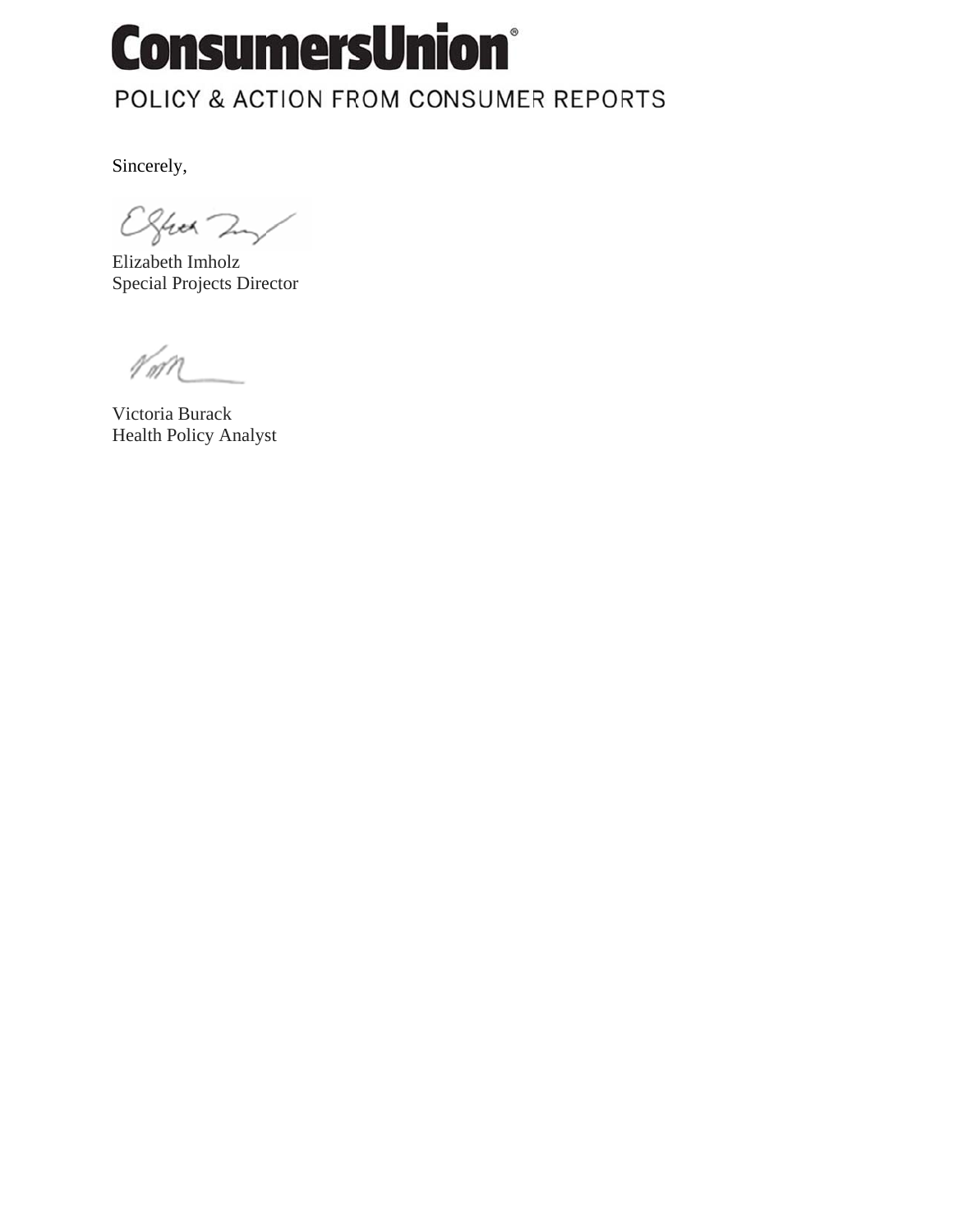# ConsumersUnion®

POLICY & ACTION FROM CONSUMER REPORTS

Sincerely,

Elizabeth Imholz
Special Projects Director

Victoria Burack
Health Policy Analyst